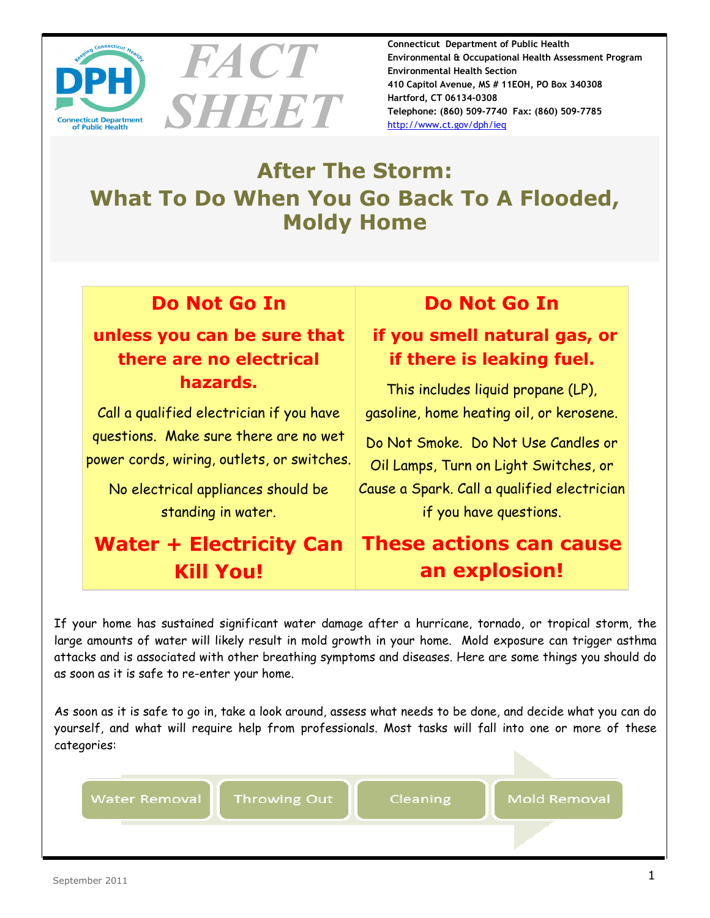FACT SHEET

**Connecticut Department of Public Health**
**Environmental & Occupational Health Assessment Program**
**Environmental Health Section**
**410 Capitol Avenue, MS # 11EOH, PO Box 340308**
**Hartford, CT 06134-0308**
**Telephone: (860) 509-7740 Fax: (860) 509-7785**
http://www.ct.gov/dph/ieq

# After The Storm: What To Do When You Go Back To A Flooded, Moldy Home

## Do Not Go In

### unless you can be sure that there are no electrical hazards.

Call a qualified electrician if you have questions. Make sure there are no wet power cords, wiring, outlets, or switches.

No electrical appliances should be standing in water.

**Water + Electricity Can Kill You!**

## Do Not Go In

### if you smell natural gas, or if there is leaking fuel.

This includes liquid propane (LP), gasoline, home heating oil, or kerosene.

Do Not Smoke. Do Not Use Candles or Oil Lamps, Turn on Light Switches, or Cause a Spark. Call a qualified electrician if you have questions.

**These actions can cause an explosion!**

If your home has sustained significant water damage after a hurricane, tornado, or tropical storm, the large amounts of water will likely result in mold growth in your home. Mold exposure can trigger asthma attacks and is associated with other breathing symptoms and diseases. Here are some things you should do as soon as it is safe to re-enter your home.

As soon as it is safe to go in, take a look around, assess what needs to be done, and decide what you can do yourself, and what will require help from professionals. Most tasks will fall into one or more of these categories:

Water Removal → Throwing Out → Cleaning → Mold Removal

September 2011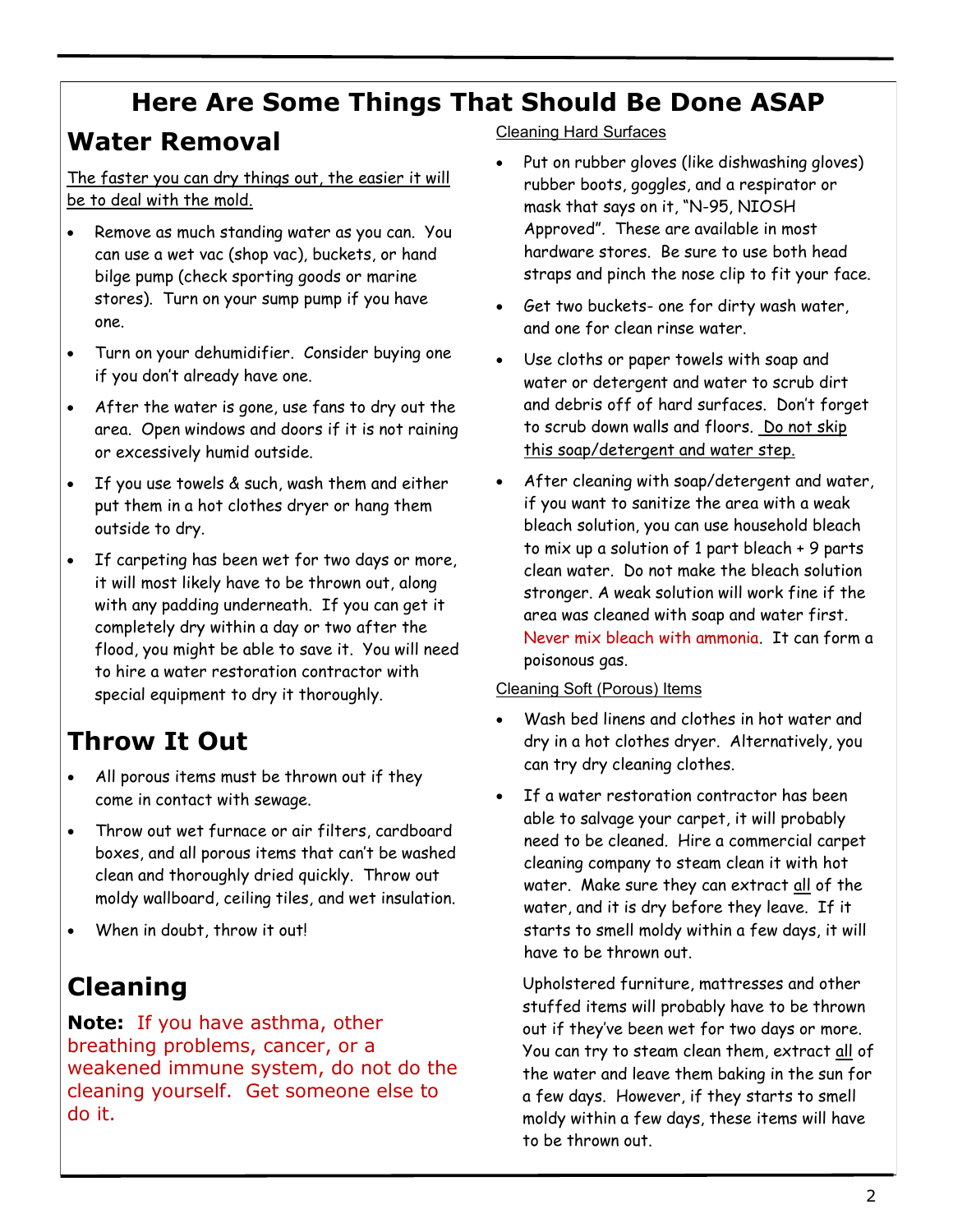# Here Are Some Things That Should Be Done ASAP

## Water Removal

The faster you can dry things out, the easier it will be to deal with the mold.

- Remove as much standing water as you can. You can use a wet vac (shop vac), buckets, or hand bilge pump (check sporting goods or marine stores). Turn on your sump pump if you have one.
- Turn on your dehumidifier. Consider buying one if you don't already have one.
- After the water is gone, use fans to dry out the area. Open windows and doors if it is not raining or excessively humid outside.
- If you use towels & such, wash them and either put them in a hot clothes dryer or hang them outside to dry.
- If carpeting has been wet for two days or more, it will most likely have to be thrown out, along with any padding underneath. If you can get it completely dry within a day or two after the flood, you might be able to save it. You will need to hire a water restoration contractor with special equipment to dry it thoroughly.

## Throw It Out

- All porous items must be thrown out if they come in contact with sewage.
- Throw out wet furnace or air filters, cardboard boxes, and all porous items that can't be washed clean and thoroughly dried quickly. Throw out moldy wallboard, ceiling tiles, and wet insulation.
- When in doubt, throw it out!

## Cleaning

**Note:** If you have asthma, other breathing problems, cancer, or a weakened immune system, do not do the cleaning yourself. Get someone else to do it.

Cleaning Hard Surfaces

- Put on rubber gloves (like dishwashing gloves) rubber boots, goggles, and a respirator or mask that says on it, "N-95, NIOSH Approved". These are available in most hardware stores. Be sure to use both head straps and pinch the nose clip to fit your face.
- Get two buckets- one for dirty wash water, and one for clean rinse water.
- Use cloths or paper towels with soap and water or detergent and water to scrub dirt and debris off of hard surfaces. Don't forget to scrub down walls and floors. Do not skip this soap/detergent and water step.
- After cleaning with soap/detergent and water, if you want to sanitize the area with a weak bleach solution, you can use household bleach to mix up a solution of 1 part bleach + 9 parts clean water. Do not make the bleach solution stronger. A weak solution will work fine if the area was cleaned with soap and water first. Never mix bleach with ammonia. It can form a poisonous gas.

Cleaning Soft (Porous) Items

- Wash bed linens and clothes in hot water and dry in a hot clothes dryer. Alternatively, you can try dry cleaning clothes.
- If a water restoration contractor has been able to salvage your carpet, it will probably need to be cleaned. Hire a commercial carpet cleaning company to steam clean it with hot water. Make sure they can extract all of the water, and it is dry before they leave. If it starts to smell moldy within a few days, it will have to be thrown out.

  Upholstered furniture, mattresses and other stuffed items will probably have to be thrown out if they've been wet for two days or more. You can try to steam clean them, extract all of the water and leave them baking in the sun for a few days. However, if they starts to smell moldy within a few days, these items will have to be thrown out.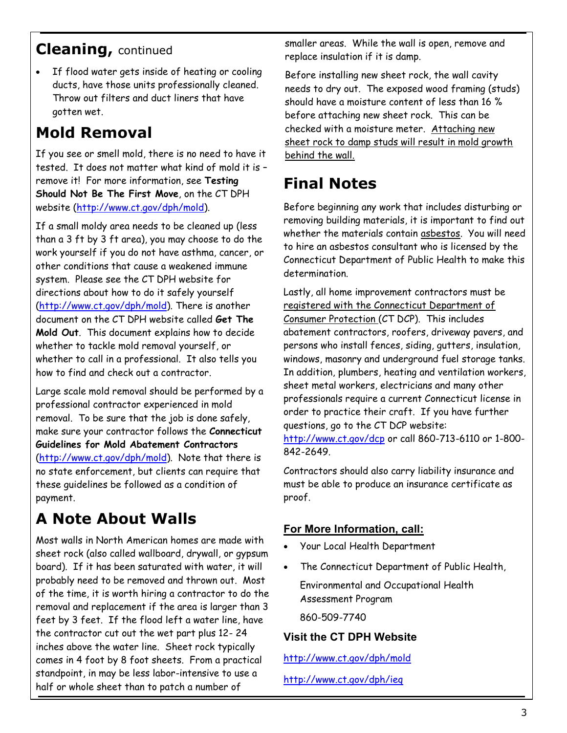## Cleaning, continued

- If flood water gets inside of heating or cooling ducts, have those units professionally cleaned. Throw out filters and duct liners that have gotten wet.

## Mold Removal

If you see or smell mold, there is no need to have it tested. It does not matter what kind of mold it is – remove it! For more information, see **Testing Should Not Be The First Move**, on the CT DPH website (http://www.ct.gov/dph/mold).

If a small moldy area needs to be cleaned up (less than a 3 ft by 3 ft area), you may choose to do the work yourself if you do not have asthma, cancer, or other conditions that cause a weakened immune system. Please see the CT DPH website for directions about how to do it safely yourself (http://www.ct.gov/dph/mold). There is another document on the CT DPH website called **Get The Mold Out**. This document explains how to decide whether to tackle mold removal yourself, or whether to call in a professional. It also tells you how to find and check out a contractor.

Large scale mold removal should be performed by a professional contractor experienced in mold removal. To be sure that the job is done safely, make sure your contractor follows the **Connecticut Guidelines for Mold Abatement Contractors** (http://www.ct.gov/dph/mold). Note that there is no state enforcement, but clients can require that these guidelines be followed as a condition of payment.

## A Note About Walls

Most walls in North American homes are made with sheet rock (also called wallboard, drywall, or gypsum board). If it has been saturated with water, it will probably need to be removed and thrown out. Most of the time, it is worth hiring a contractor to do the removal and replacement if the area is larger than 3 feet by 3 feet. If the flood left a water line, have the contractor cut out the wet part plus 12- 24 inches above the water line. Sheet rock typically comes in 4 foot by 8 foot sheets. From a practical standpoint, in may be less labor-intensive to use a half or whole sheet than to patch a number of smaller areas. While the wall is open, remove and replace insulation if it is damp.

Before installing new sheet rock, the wall cavity needs to dry out. The exposed wood framing (studs) should have a moisture content of less than 16 % before attaching new sheet rock. This can be checked with a moisture meter. Attaching new sheet rock to damp studs will result in mold growth behind the wall.

## Final Notes

Before beginning any work that includes disturbing or removing building materials, it is important to find out whether the materials contain asbestos. You will need to hire an asbestos consultant who is licensed by the Connecticut Department of Public Health to make this determination.

Lastly, all home improvement contractors must be registered with the Connecticut Department of Consumer Protection (CT DCP). This includes abatement contractors, roofers, driveway pavers, and persons who install fences, siding, gutters, insulation, windows, masonry and underground fuel storage tanks. In addition, plumbers, heating and ventilation workers, sheet metal workers, electricians and many other professionals require a current Connecticut license in order to practice their craft. If you have further questions, go to the CT DCP website: http://www.ct.gov/dcp or call 860-713-6110 or 1-800-842-2649.

Contractors should also carry liability insurance and must be able to produce an insurance certificate as proof.

### For More Information, call:

- Your Local Health Department
- The Connecticut Department of Public Health,

  Environmental and Occupational Health Assessment Program

  860-509-7740

### Visit the CT DPH Website

http://www.ct.gov/dph/mold

http://www.ct.gov/dph/ieq